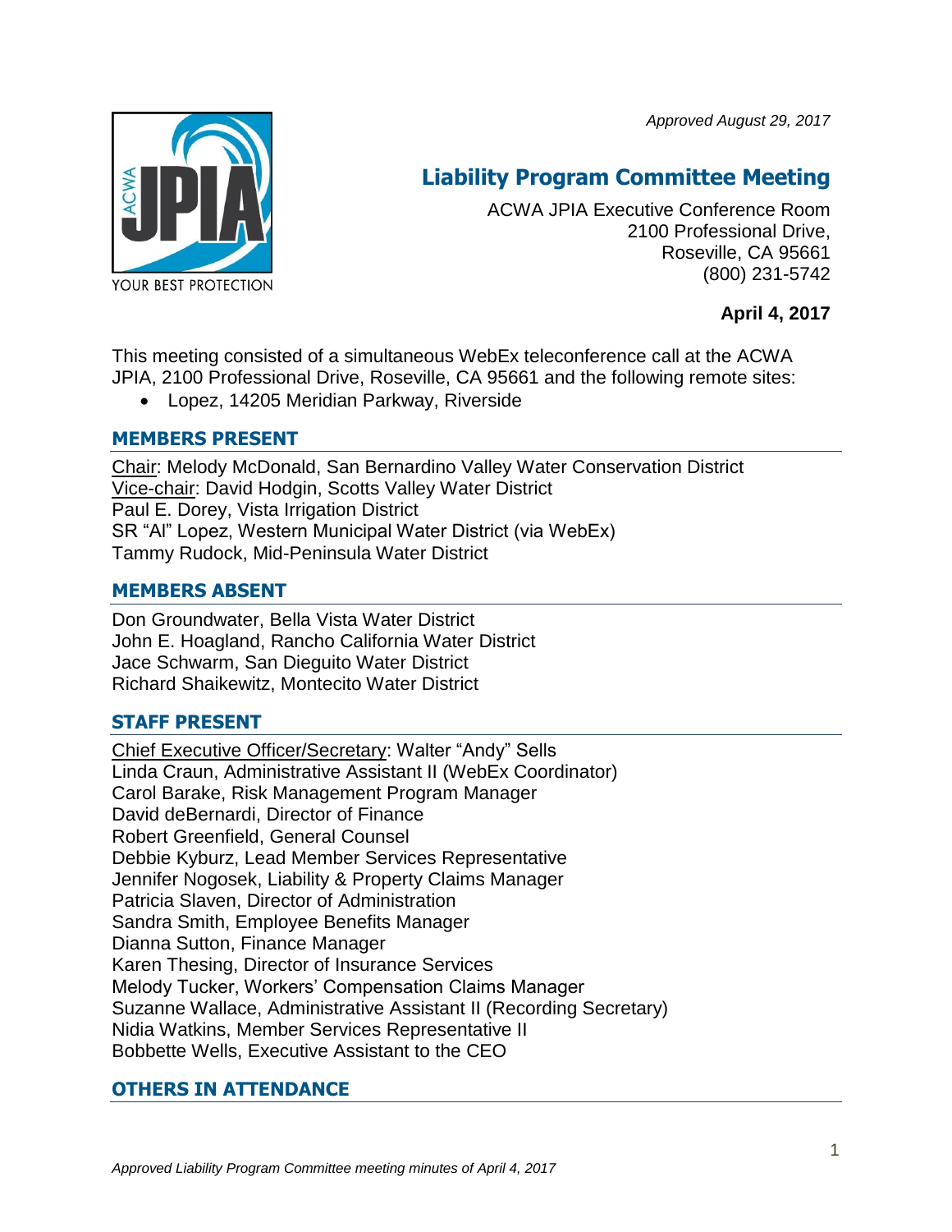*Approved August 29, 2017*

# Liability Program Committee Meeting

ACWA JPIA Executive Conference Room
2100 Professional Drive,
Roseville, CA 95661
(800) 231-5742

**April 4, 2017**

This meeting consisted of a simultaneous WebEx teleconference call at the ACWA JPIA, 2100 Professional Drive, Roseville, CA 95661 and the following remote sites:

- Lopez, 14205 Meridian Parkway, Riverside

## MEMBERS PRESENT

Chair: Melody McDonald, San Bernardino Valley Water Conservation District
Vice-chair: David Hodgin, Scotts Valley Water District
Paul E. Dorey, Vista Irrigation District
SR "Al" Lopez, Western Municipal Water District (via WebEx)
Tammy Rudock, Mid-Peninsula Water District

## MEMBERS ABSENT

Don Groundwater, Bella Vista Water District
John E. Hoagland, Rancho California Water District
Jace Schwarm, San Dieguito Water District
Richard Shaikewitz, Montecito Water District

## STAFF PRESENT

Chief Executive Officer/Secretary: Walter "Andy" Sells
Linda Craun, Administrative Assistant II (WebEx Coordinator)
Carol Barake, Risk Management Program Manager
David deBernardi, Director of Finance
Robert Greenfield, General Counsel
Debbie Kyburz, Lead Member Services Representative
Jennifer Nogosek, Liability & Property Claims Manager
Patricia Slaven, Director of Administration
Sandra Smith, Employee Benefits Manager
Dianna Sutton, Finance Manager
Karen Thesing, Director of Insurance Services
Melody Tucker, Workers' Compensation Claims Manager
Suzanne Wallace, Administrative Assistant II (Recording Secretary)
Nidia Watkins, Member Services Representative II
Bobbette Wells, Executive Assistant to the CEO

## OTHERS IN ATTENDANCE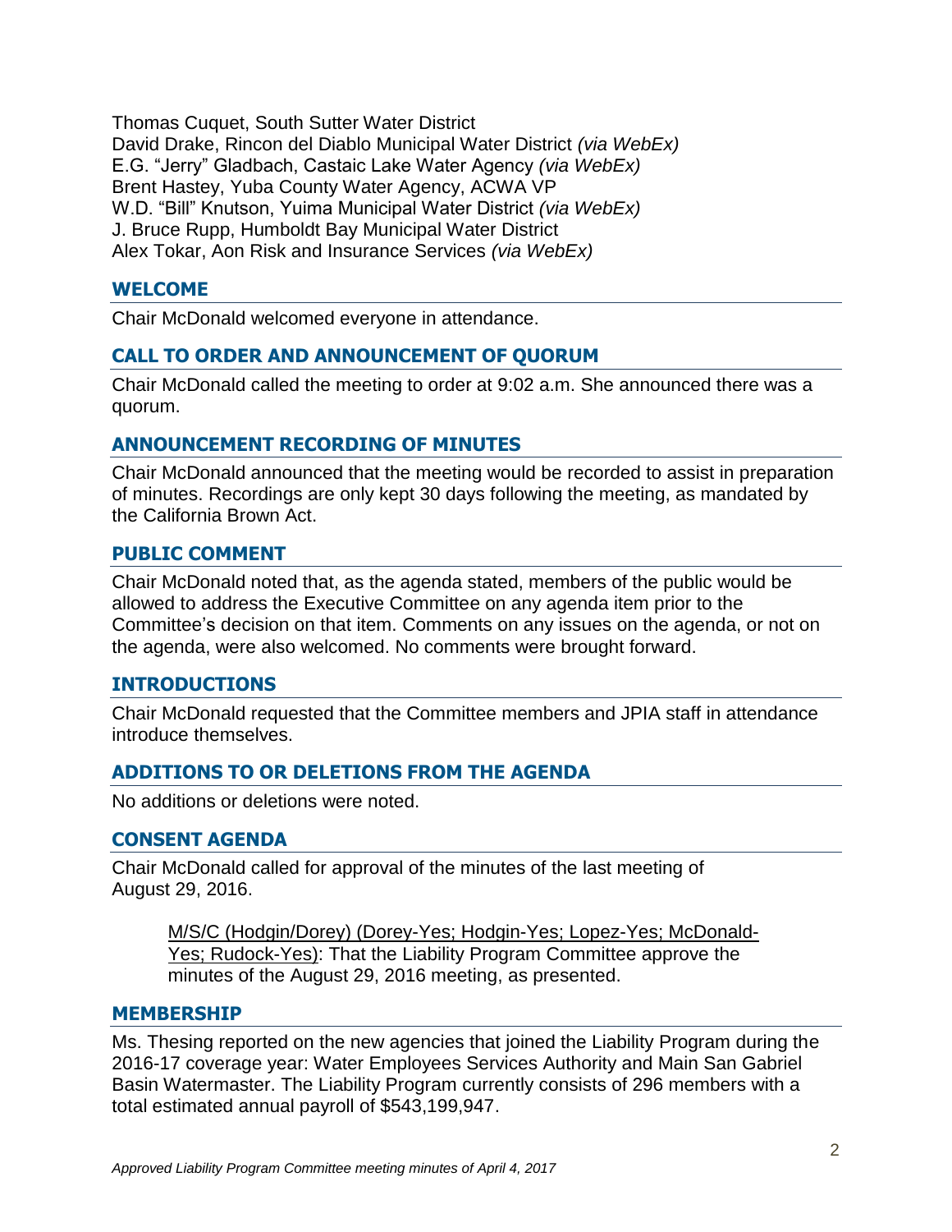Thomas Cuquet, South Sutter Water District
David Drake, Rincon del Diablo Municipal Water District *(via WebEx)*
E.G. "Jerry" Gladbach, Castaic Lake Water Agency *(via WebEx)*
Brent Hastey, Yuba County Water Agency, ACWA VP
W.D. "Bill" Knutson, Yuima Municipal Water District *(via WebEx)*
J. Bruce Rupp, Humboldt Bay Municipal Water District
Alex Tokar, Aon Risk and Insurance Services *(via WebEx)*

## WELCOME

Chair McDonald welcomed everyone in attendance.

## CALL TO ORDER AND ANNOUNCEMENT OF QUORUM

Chair McDonald called the meeting to order at 9:02 a.m. She announced there was a quorum.

## ANNOUNCEMENT RECORDING OF MINUTES

Chair McDonald announced that the meeting would be recorded to assist in preparation of minutes. Recordings are only kept 30 days following the meeting, as mandated by the California Brown Act.

## PUBLIC COMMENT

Chair McDonald noted that, as the agenda stated, members of the public would be allowed to address the Executive Committee on any agenda item prior to the Committee's decision on that item. Comments on any issues on the agenda, or not on the agenda, were also welcomed. No comments were brought forward.

## INTRODUCTIONS

Chair McDonald requested that the Committee members and JPIA staff in attendance introduce themselves.

## ADDITIONS TO OR DELETIONS FROM THE AGENDA

No additions or deletions were noted.

## CONSENT AGENDA

Chair McDonald called for approval of the minutes of the last meeting of August 29, 2016.

> M/S/C (Hodgin/Dorey) (Dorey-Yes; Hodgin-Yes; Lopez-Yes; McDonald-Yes; Rudock-Yes): That the Liability Program Committee approve the minutes of the August 29, 2016 meeting, as presented.

## MEMBERSHIP

Ms. Thesing reported on the new agencies that joined the Liability Program during the 2016-17 coverage year: Water Employees Services Authority and Main San Gabriel Basin Watermaster. The Liability Program currently consists of 296 members with a total estimated annual payroll of $543,199,947.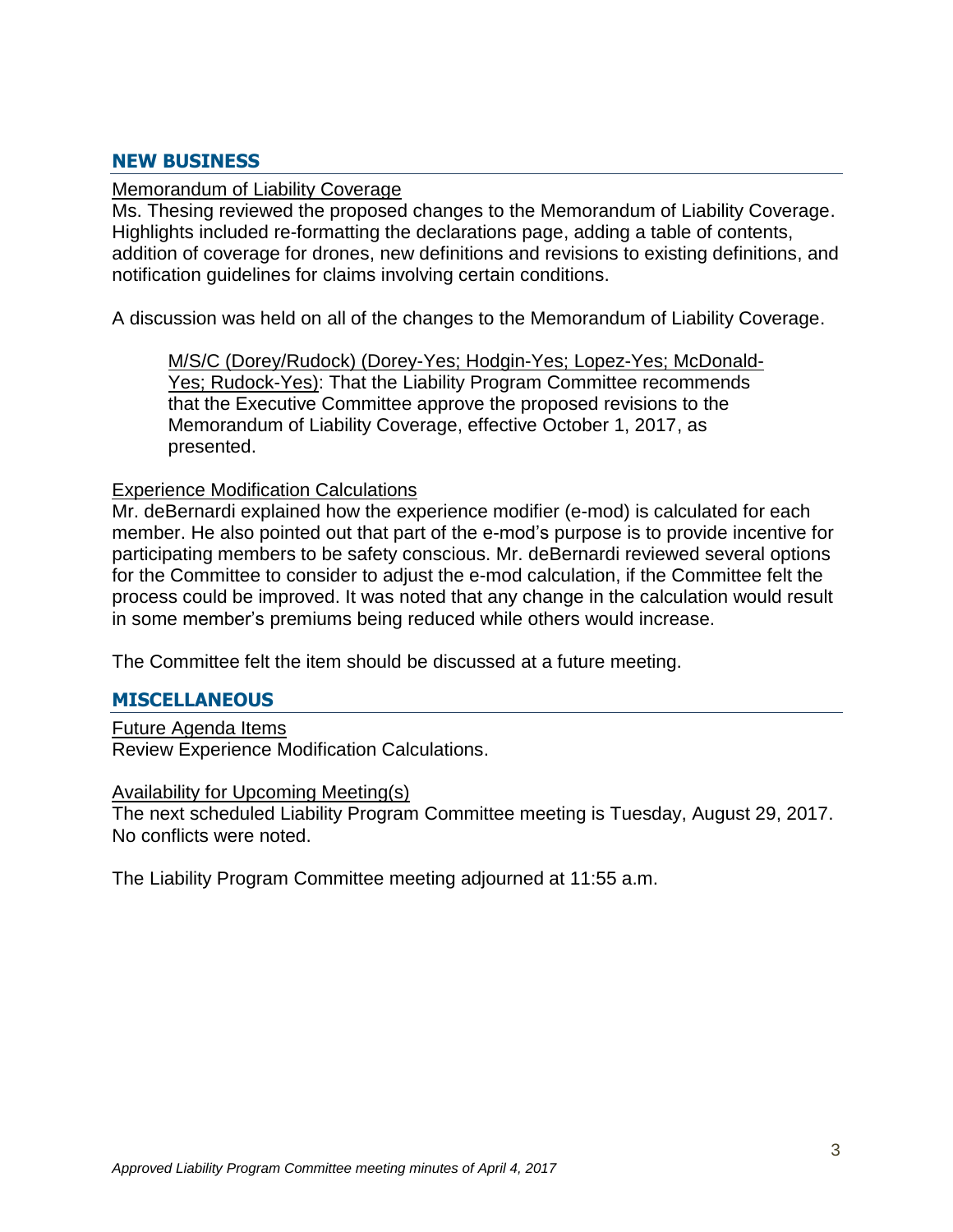## NEW BUSINESS

Memorandum of Liability Coverage

Ms. Thesing reviewed the proposed changes to the Memorandum of Liability Coverage. Highlights included re-formatting the declarations page, adding a table of contents, addition of coverage for drones, new definitions and revisions to existing definitions, and notification guidelines for claims involving certain conditions.

A discussion was held on all of the changes to the Memorandum of Liability Coverage.

> M/S/C (Dorey/Rudock) (Dorey-Yes; Hodgin-Yes; Lopez-Yes; McDonald-Yes; Rudock-Yes): That the Liability Program Committee recommends that the Executive Committee approve the proposed revisions to the Memorandum of Liability Coverage, effective October 1, 2017, as presented.

Experience Modification Calculations

Mr. deBernardi explained how the experience modifier (e-mod) is calculated for each member. He also pointed out that part of the e-mod's purpose is to provide incentive for participating members to be safety conscious. Mr. deBernardi reviewed several options for the Committee to consider to adjust the e-mod calculation, if the Committee felt the process could be improved. It was noted that any change in the calculation would result in some member's premiums being reduced while others would increase.

The Committee felt the item should be discussed at a future meeting.

## MISCELLANEOUS

Future Agenda Items

Review Experience Modification Calculations.

Availability for Upcoming Meeting(s)

The next scheduled Liability Program Committee meeting is Tuesday, August 29, 2017. No conflicts were noted.

The Liability Program Committee meeting adjourned at 11:55 a.m.